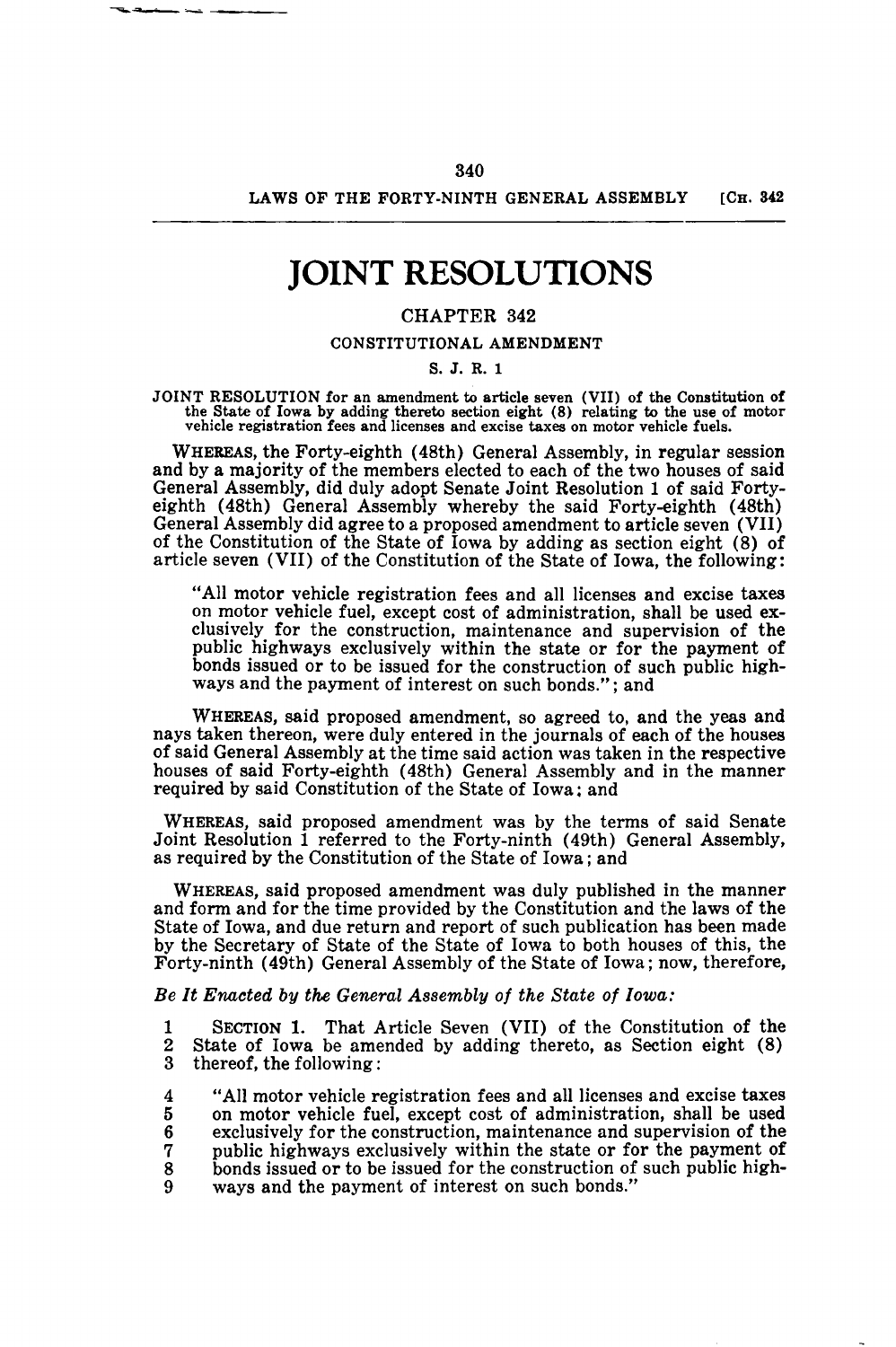# JOINT RESOLUTIONS

## CHAPTER 342

### CONSTITUTIONAL AMENDMENT

S. J. R. 1

JOINT RESOLUTION for an amendment to article seven (VII) of the Constitution of the State of Iowa by adding thereto section eight (8) relating to the use of motor vehicle registration fees and licenses and excise taxes on motor vehicle fuels.

WHEREAS, the Forty-eighth (48th) General Assembly, in regular session and by a majority of the members elected to each of the two houses of said General Assembly, did duly adopt Senate Joint Resolution 1 of said Forty-eighth (48th) General Assembly whereby the said Forty-eighth (48th) General Assembly did agree to a proposed amendment to article seven (VII) of the Constitution of the State of Iowa by adding as section eight (8) of article seven (VII) of the Constitution of the State of Iowa, the following:

> "All motor vehicle registration fees and all licenses and excise taxes on motor vehicle fuel, except cost of administration, shall be used exclusively for the construction, maintenance and supervision of the public highways exclusively within the state or for the payment of bonds issued or to be issued for the construction of such public highways and the payment of interest on such bonds."; and

WHEREAS, said proposed amendment, so agreed to, and the yeas and nays taken thereon, were duly entered in the journals of each of the houses of said General Assembly at the time said action was taken in the respective houses of said Forty-eighth (48th) General Assembly and in the manner required by said Constitution of the State of Iowa; and

WHEREAS, said proposed amendment was by the terms of said Senate Joint Resolution 1 referred to the Forty-ninth (49th) General Assembly, as required by the Constitution of the State of Iowa; and

WHEREAS, said proposed amendment was duly published in the manner and form and for the time provided by the Constitution and the laws of the State of Iowa, and due return and report of such publication has been made by the Secretary of State of the State of Iowa to both houses of this, the Forty-ninth (49th) General Assembly of the State of Iowa; now, therefore,

*Be It Enacted by the General Assembly of the State of Iowa:*

1 SECTION 1. That Article Seven (VII) of the Constitution of the
2 State of Iowa be amended by adding thereto, as Section eight (8)
3 thereof, the following:

4 "All motor vehicle registration fees and all licenses and excise taxes
5 on motor vehicle fuel, except cost of administration, shall be used
6 exclusively for the construction, maintenance and supervision of the
7 public highways exclusively within the state or for the payment of
8 bonds issued or to be issued for the construction of such public high-
9 ways and the payment of interest on such bonds."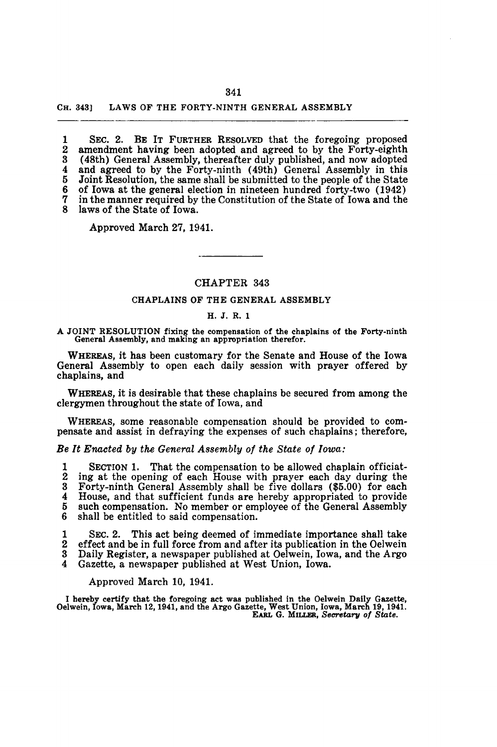1 SEC. 2. BE IT FURTHER RESOLVED that the foregoing proposed
2 amendment having been adopted and agreed to by the Forty-eighth
3 (48th) General Assembly, thereafter duly published, and now adopted
4 and agreed to by the Forty-ninth (49th) General Assembly in this
5 Joint Resolution, the same shall be submitted to the people of the State
6 of Iowa at the general election in nineteen hundred forty-two (1942)
7 in the manner required by the Constitution of the State of Iowa and the
8 laws of the State of Iowa.

Approved March 27, 1941.

---

# CHAPTER 343

## CHAPLAINS OF THE GENERAL ASSEMBLY

### H. J. R. 1

A JOINT RESOLUTION fixing the compensation of the chaplains of the Forty-ninth General Assembly, and making an appropriation therefor.

WHEREAS, it has been customary for the Senate and House of the Iowa General Assembly to open each daily session with prayer offered by chaplains, and

WHEREAS, it is desirable that these chaplains be secured from among the clergymen throughout the state of Iowa, and

WHEREAS, some reasonable compensation should be provided to compensate and assist in defraying the expenses of such chaplains; therefore,

*Be It Enacted by the General Assembly of the State of Iowa:*

1 SECTION 1. That the compensation to be allowed chaplain officiat-
2 ing at the opening of each House with prayer each day during the
3 Forty-ninth General Assembly shall be five dollars ($5.00) for each
4 House, and that sufficient funds are hereby appropriated to provide
5 such compensation. No member or employee of the General Assembly
6 shall be entitled to said compensation.

1 SEC. 2. This act being deemed of immediate importance shall take
2 effect and be in full force from and after its publication in the Oelwein
3 Daily Register, a newspaper published at Oelwein, Iowa, and the Argo
4 Gazette, a newspaper published at West Union, Iowa.

Approved March 10, 1941.

I hereby certify that the foregoing act was published in the Oelwein Daily Gazette, Oelwein, Iowa, March 12, 1941, and the Argo Gazette, West Union, Iowa, March 19, 1941.

EARL G. MILLER, *Secretary of State.*